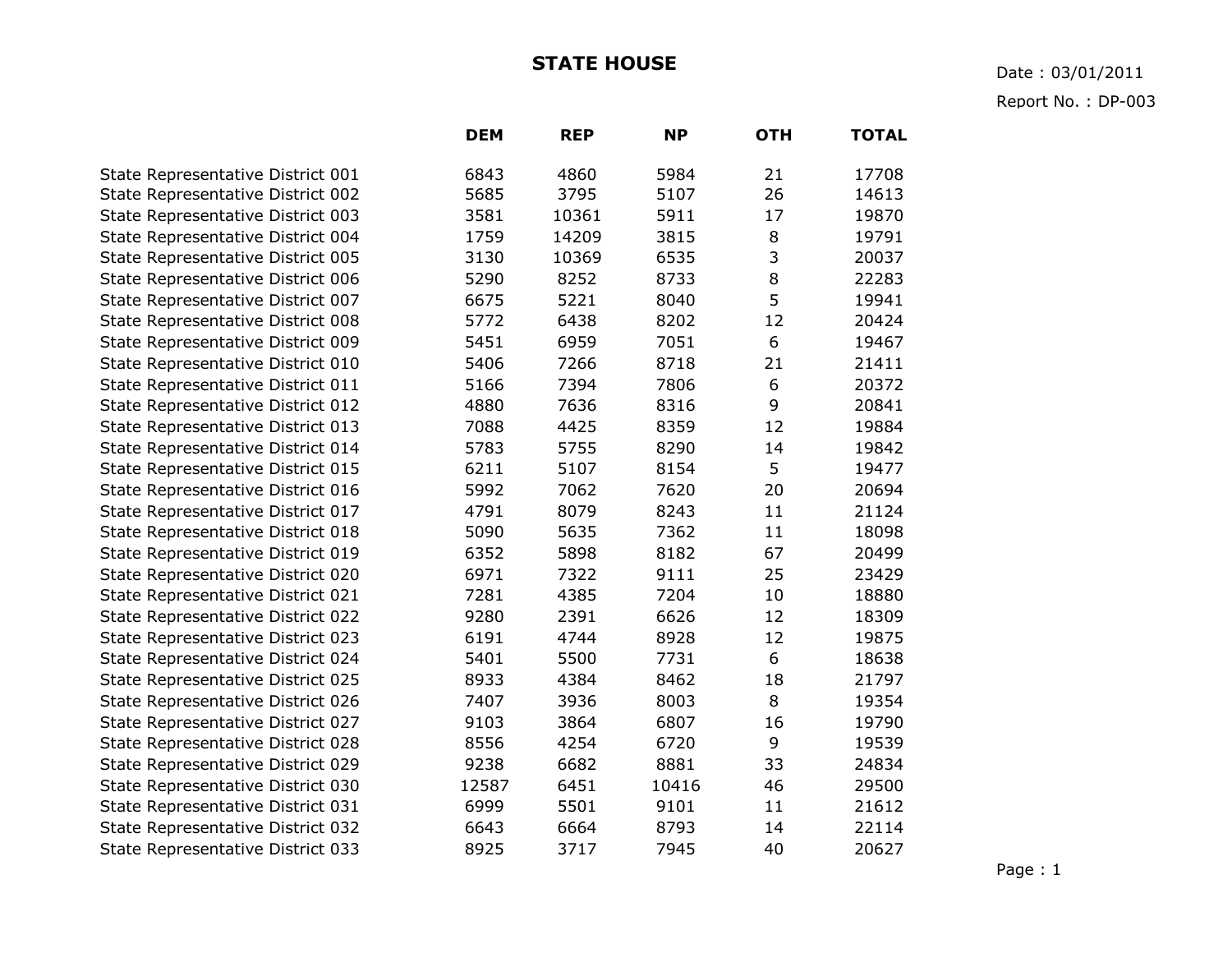# STATE HOUSE

Date : 03/01/2011

Report No. : DP-003

| | DEM | REP | NP | OTH | TOTAL |
|---|---|---|---|---|---|
| State Representative District 001 | 6843 | 4860 | 5984 | 21 | 17708 |
| State Representative District 002 | 5685 | 3795 | 5107 | 26 | 14613 |
| State Representative District 003 | 3581 | 10361 | 5911 | 17 | 19870 |
| State Representative District 004 | 1759 | 14209 | 3815 | 8 | 19791 |
| State Representative District 005 | 3130 | 10369 | 6535 | 3 | 20037 |
| State Representative District 006 | 5290 | 8252 | 8733 | 8 | 22283 |
| State Representative District 007 | 6675 | 5221 | 8040 | 5 | 19941 |
| State Representative District 008 | 5772 | 6438 | 8202 | 12 | 20424 |
| State Representative District 009 | 5451 | 6959 | 7051 | 6 | 19467 |
| State Representative District 010 | 5406 | 7266 | 8718 | 21 | 21411 |
| State Representative District 011 | 5166 | 7394 | 7806 | 6 | 20372 |
| State Representative District 012 | 4880 | 7636 | 8316 | 9 | 20841 |
| State Representative District 013 | 7088 | 4425 | 8359 | 12 | 19884 |
| State Representative District 014 | 5783 | 5755 | 8290 | 14 | 19842 |
| State Representative District 015 | 6211 | 5107 | 8154 | 5 | 19477 |
| State Representative District 016 | 5992 | 7062 | 7620 | 20 | 20694 |
| State Representative District 017 | 4791 | 8079 | 8243 | 11 | 21124 |
| State Representative District 018 | 5090 | 5635 | 7362 | 11 | 18098 |
| State Representative District 019 | 6352 | 5898 | 8182 | 67 | 20499 |
| State Representative District 020 | 6971 | 7322 | 9111 | 25 | 23429 |
| State Representative District 021 | 7281 | 4385 | 7204 | 10 | 18880 |
| State Representative District 022 | 9280 | 2391 | 6626 | 12 | 18309 |
| State Representative District 023 | 6191 | 4744 | 8928 | 12 | 19875 |
| State Representative District 024 | 5401 | 5500 | 7731 | 6 | 18638 |
| State Representative District 025 | 8933 | 4384 | 8462 | 18 | 21797 |
| State Representative District 026 | 7407 | 3936 | 8003 | 8 | 19354 |
| State Representative District 027 | 9103 | 3864 | 6807 | 16 | 19790 |
| State Representative District 028 | 8556 | 4254 | 6720 | 9 | 19539 |
| State Representative District 029 | 9238 | 6682 | 8881 | 33 | 24834 |
| State Representative District 030 | 12587 | 6451 | 10416 | 46 | 29500 |
| State Representative District 031 | 6999 | 5501 | 9101 | 11 | 21612 |
| State Representative District 032 | 6643 | 6664 | 8793 | 14 | 22114 |
| State Representative District 033 | 8925 | 3717 | 7945 | 40 | 20627 |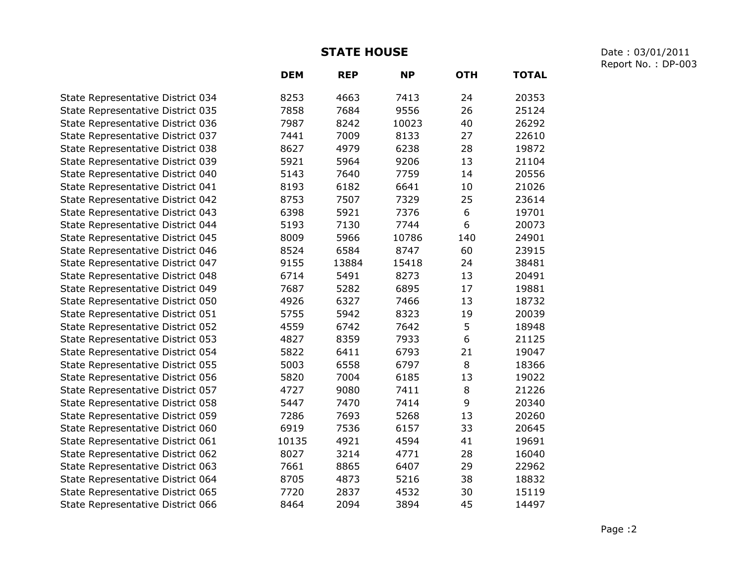# STATE HOUSE

Date : 03/01/2011
Report No. : DP-003

| | DEM | REP | NP | OTH | TOTAL |
|---|---|---|---|---|---|
| State Representative District 034 | 8253 | 4663 | 7413 | 24 | 20353 |
| State Representative District 035 | 7858 | 7684 | 9556 | 26 | 25124 |
| State Representative District 036 | 7987 | 8242 | 10023 | 40 | 26292 |
| State Representative District 037 | 7441 | 7009 | 8133 | 27 | 22610 |
| State Representative District 038 | 8627 | 4979 | 6238 | 28 | 19872 |
| State Representative District 039 | 5921 | 5964 | 9206 | 13 | 21104 |
| State Representative District 040 | 5143 | 7640 | 7759 | 14 | 20556 |
| State Representative District 041 | 8193 | 6182 | 6641 | 10 | 21026 |
| State Representative District 042 | 8753 | 7507 | 7329 | 25 | 23614 |
| State Representative District 043 | 6398 | 5921 | 7376 | 6 | 19701 |
| State Representative District 044 | 5193 | 7130 | 7744 | 6 | 20073 |
| State Representative District 045 | 8009 | 5966 | 10786 | 140 | 24901 |
| State Representative District 046 | 8524 | 6584 | 8747 | 60 | 23915 |
| State Representative District 047 | 9155 | 13884 | 15418 | 24 | 38481 |
| State Representative District 048 | 6714 | 5491 | 8273 | 13 | 20491 |
| State Representative District 049 | 7687 | 5282 | 6895 | 17 | 19881 |
| State Representative District 050 | 4926 | 6327 | 7466 | 13 | 18732 |
| State Representative District 051 | 5755 | 5942 | 8323 | 19 | 20039 |
| State Representative District 052 | 4559 | 6742 | 7642 | 5 | 18948 |
| State Representative District 053 | 4827 | 8359 | 7933 | 6 | 21125 |
| State Representative District 054 | 5822 | 6411 | 6793 | 21 | 19047 |
| State Representative District 055 | 5003 | 6558 | 6797 | 8 | 18366 |
| State Representative District 056 | 5820 | 7004 | 6185 | 13 | 19022 |
| State Representative District 057 | 4727 | 9080 | 7411 | 8 | 21226 |
| State Representative District 058 | 5447 | 7470 | 7414 | 9 | 20340 |
| State Representative District 059 | 7286 | 7693 | 5268 | 13 | 20260 |
| State Representative District 060 | 6919 | 7536 | 6157 | 33 | 20645 |
| State Representative District 061 | 10135 | 4921 | 4594 | 41 | 19691 |
| State Representative District 062 | 8027 | 3214 | 4771 | 28 | 16040 |
| State Representative District 063 | 7661 | 8865 | 6407 | 29 | 22962 |
| State Representative District 064 | 8705 | 4873 | 5216 | 38 | 18832 |
| State Representative District 065 | 7720 | 2837 | 4532 | 30 | 15119 |
| State Representative District 066 | 8464 | 2094 | 3894 | 45 | 14497 |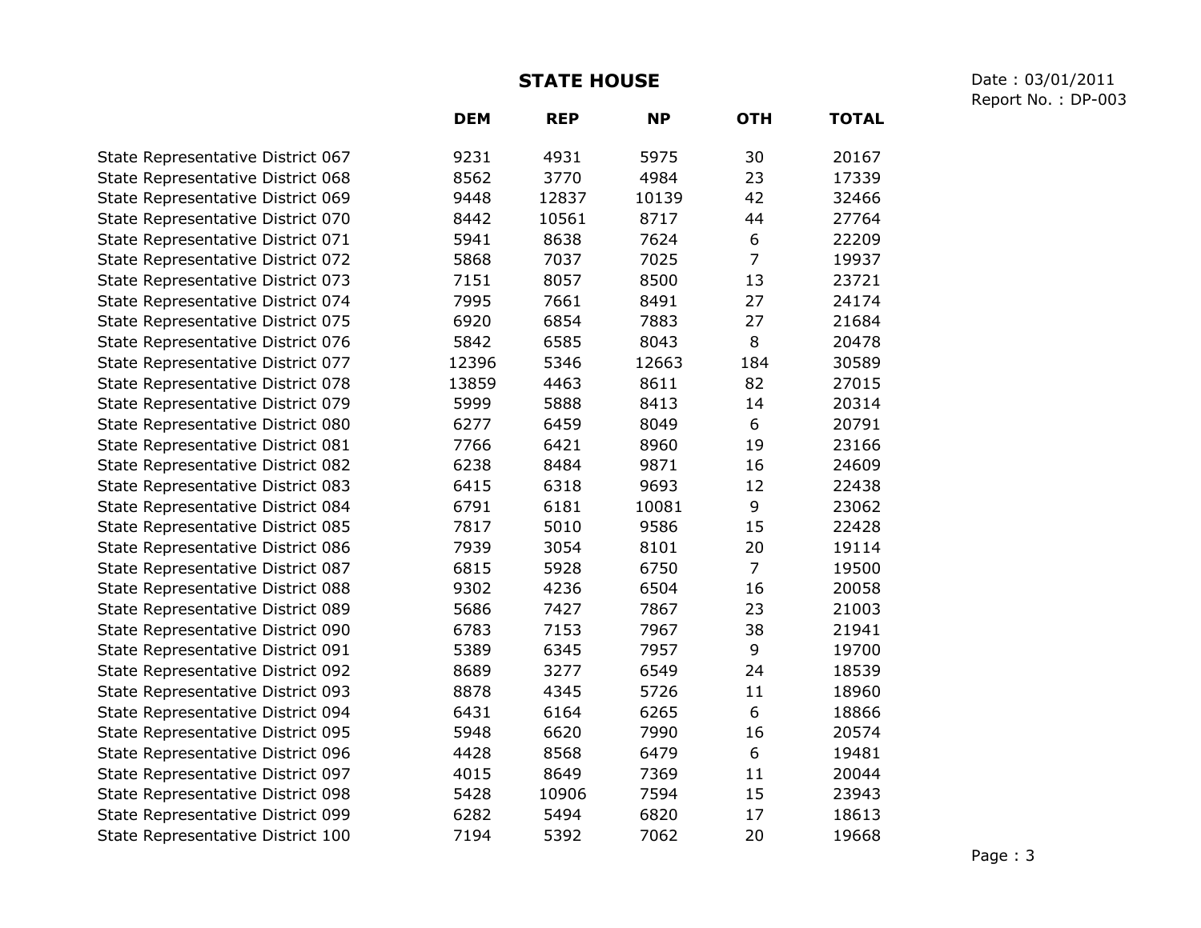# STATE HOUSE

Date : 03/01/2011
Report No. : DP-003

| | DEM | REP | NP | OTH | TOTAL |
|---|---|---|---|---|---|
| State Representative District 067 | 9231 | 4931 | 5975 | 30 | 20167 |
| State Representative District 068 | 8562 | 3770 | 4984 | 23 | 17339 |
| State Representative District 069 | 9448 | 12837 | 10139 | 42 | 32466 |
| State Representative District 070 | 8442 | 10561 | 8717 | 44 | 27764 |
| State Representative District 071 | 5941 | 8638 | 7624 | 6 | 22209 |
| State Representative District 072 | 5868 | 7037 | 7025 | 7 | 19937 |
| State Representative District 073 | 7151 | 8057 | 8500 | 13 | 23721 |
| State Representative District 074 | 7995 | 7661 | 8491 | 27 | 24174 |
| State Representative District 075 | 6920 | 6854 | 7883 | 27 | 21684 |
| State Representative District 076 | 5842 | 6585 | 8043 | 8 | 20478 |
| State Representative District 077 | 12396 | 5346 | 12663 | 184 | 30589 |
| State Representative District 078 | 13859 | 4463 | 8611 | 82 | 27015 |
| State Representative District 079 | 5999 | 5888 | 8413 | 14 | 20314 |
| State Representative District 080 | 6277 | 6459 | 8049 | 6 | 20791 |
| State Representative District 081 | 7766 | 6421 | 8960 | 19 | 23166 |
| State Representative District 082 | 6238 | 8484 | 9871 | 16 | 24609 |
| State Representative District 083 | 6415 | 6318 | 9693 | 12 | 22438 |
| State Representative District 084 | 6791 | 6181 | 10081 | 9 | 23062 |
| State Representative District 085 | 7817 | 5010 | 9586 | 15 | 22428 |
| State Representative District 086 | 7939 | 3054 | 8101 | 20 | 19114 |
| State Representative District 087 | 6815 | 5928 | 6750 | 7 | 19500 |
| State Representative District 088 | 9302 | 4236 | 6504 | 16 | 20058 |
| State Representative District 089 | 5686 | 7427 | 7867 | 23 | 21003 |
| State Representative District 090 | 6783 | 7153 | 7967 | 38 | 21941 |
| State Representative District 091 | 5389 | 6345 | 7957 | 9 | 19700 |
| State Representative District 092 | 8689 | 3277 | 6549 | 24 | 18539 |
| State Representative District 093 | 8878 | 4345 | 5726 | 11 | 18960 |
| State Representative District 094 | 6431 | 6164 | 6265 | 6 | 18866 |
| State Representative District 095 | 5948 | 6620 | 7990 | 16 | 20574 |
| State Representative District 096 | 4428 | 8568 | 6479 | 6 | 19481 |
| State Representative District 097 | 4015 | 8649 | 7369 | 11 | 20044 |
| State Representative District 098 | 5428 | 10906 | 7594 | 15 | 23943 |
| State Representative District 099 | 6282 | 5494 | 6820 | 17 | 18613 |
| State Representative District 100 | 7194 | 5392 | 7062 | 20 | 19668 |